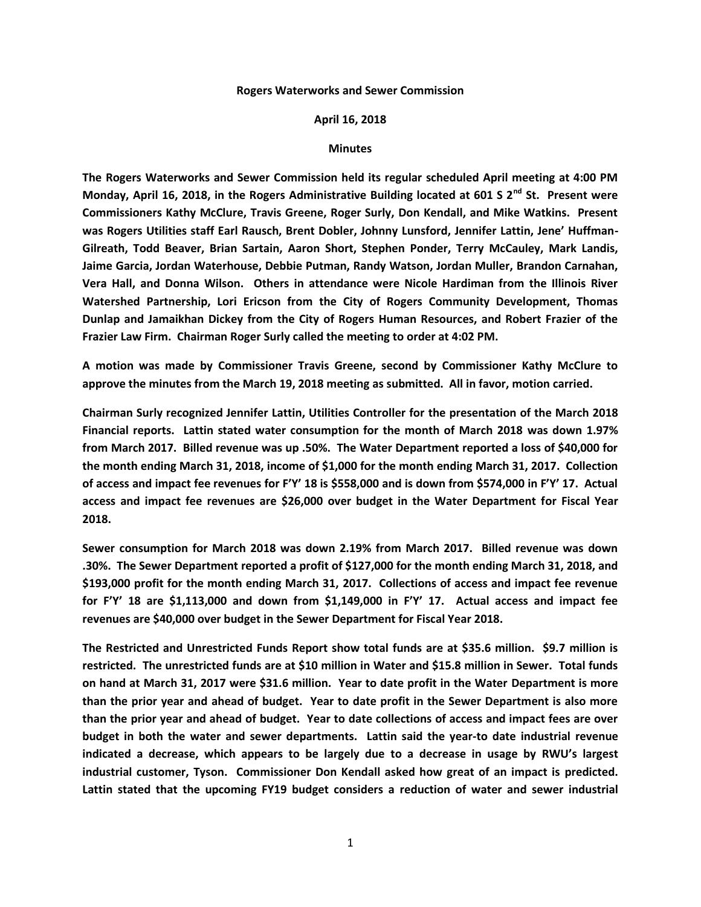**Rogers Waterworks and Sewer Commission**

**April 16, 2018**

**Minutes**

**The Rogers Waterworks and Sewer Commission held its regular scheduled April meeting at 4:00 PM Monday, April 16, 2018, in the Rogers Administrative Building located at 601 S 2nd St. Present were Commissioners Kathy McClure, Travis Greene, Roger Surly, Don Kendall, and Mike Watkins. Present was Rogers Utilities staff Earl Rausch, Brent Dobler, Johnny Lunsford, Jennifer Lattin, Jene' Huffman-Gilreath, Todd Beaver, Brian Sartain, Aaron Short, Stephen Ponder, Terry McCauley, Mark Landis, Jaime Garcia, Jordan Waterhouse, Debbie Putman, Randy Watson, Jordan Muller, Brandon Carnahan, Vera Hall, and Donna Wilson. Others in attendance were Nicole Hardiman from the Illinois River Watershed Partnership, Lori Ericson from the City of Rogers Community Development, Thomas Dunlap and Jamaikhan Dickey from the City of Rogers Human Resources, and Robert Frazier of the Frazier Law Firm. Chairman Roger Surly called the meeting to order at 4:02 PM.**

**A motion was made by Commissioner Travis Greene, second by Commissioner Kathy McClure to approve the minutes from the March 19, 2018 meeting as submitted. All in favor, motion carried.**

**Chairman Surly recognized Jennifer Lattin, Utilities Controller for the presentation of the March 2018 Financial reports. Lattin stated water consumption for the month of March 2018 was down 1.97% from March 2017. Billed revenue was up .50%. The Water Department reported a loss of $40,000 for the month ending March 31, 2018, income of $1,000 for the month ending March 31, 2017. Collection of access and impact fee revenues for F'Y' 18 is $558,000 and is down from $574,000 in F'Y' 17. Actual access and impact fee revenues are $26,000 over budget in the Water Department for Fiscal Year 2018.**

**Sewer consumption for March 2018 was down 2.19% from March 2017. Billed revenue was down .30%. The Sewer Department reported a profit of $127,000 for the month ending March 31, 2018, and $193,000 profit for the month ending March 31, 2017. Collections of access and impact fee revenue for F'Y' 18 are $1,113,000 and down from $1,149,000 in F'Y' 17. Actual access and impact fee revenues are $40,000 over budget in the Sewer Department for Fiscal Year 2018.**

**The Restricted and Unrestricted Funds Report show total funds are at $35.6 million. $9.7 million is restricted. The unrestricted funds are at $10 million in Water and $15.8 million in Sewer. Total funds on hand at March 31, 2017 were $31.6 million. Year to date profit in the Water Department is more than the prior year and ahead of budget. Year to date profit in the Sewer Department is also more than the prior year and ahead of budget. Year to date collections of access and impact fees are over budget in both the water and sewer departments. Lattin said the year-to date industrial revenue indicated a decrease, which appears to be largely due to a decrease in usage by RWU's largest industrial customer, Tyson. Commissioner Don Kendall asked how great of an impact is predicted. Lattin stated that the upcoming FY19 budget considers a reduction of water and sewer industrial**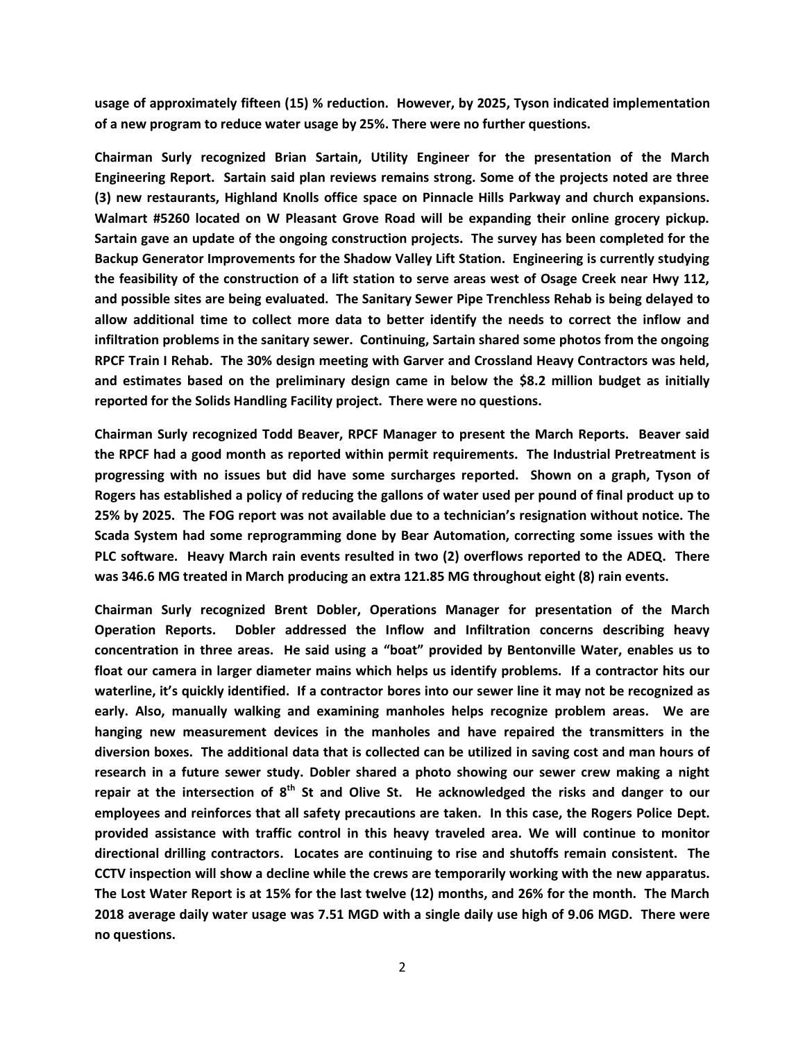**usage of approximately fifteen (15) % reduction. However, by 2025, Tyson indicated implementation of a new program to reduce water usage by 25%. There were no further questions.**

**Chairman Surly recognized Brian Sartain, Utility Engineer for the presentation of the March Engineering Report. Sartain said plan reviews remains strong. Some of the projects noted are three (3) new restaurants, Highland Knolls office space on Pinnacle Hills Parkway and church expansions. Walmart #5260 located on W Pleasant Grove Road will be expanding their online grocery pickup. Sartain gave an update of the ongoing construction projects. The survey has been completed for the Backup Generator Improvements for the Shadow Valley Lift Station. Engineering is currently studying the feasibility of the construction of a lift station to serve areas west of Osage Creek near Hwy 112, and possible sites are being evaluated. The Sanitary Sewer Pipe Trenchless Rehab is being delayed to allow additional time to collect more data to better identify the needs to correct the inflow and infiltration problems in the sanitary sewer. Continuing, Sartain shared some photos from the ongoing RPCF Train I Rehab. The 30% design meeting with Garver and Crossland Heavy Contractors was held, and estimates based on the preliminary design came in below the $8.2 million budget as initially reported for the Solids Handling Facility project. There were no questions.**

**Chairman Surly recognized Todd Beaver, RPCF Manager to present the March Reports. Beaver said the RPCF had a good month as reported within permit requirements. The Industrial Pretreatment is progressing with no issues but did have some surcharges reported. Shown on a graph, Tyson of Rogers has established a policy of reducing the gallons of water used per pound of final product up to 25% by 2025. The FOG report was not available due to a technician's resignation without notice. The Scada System had some reprogramming done by Bear Automation, correcting some issues with the PLC software. Heavy March rain events resulted in two (2) overflows reported to the ADEQ. There was 346.6 MG treated in March producing an extra 121.85 MG throughout eight (8) rain events.**

**Chairman Surly recognized Brent Dobler, Operations Manager for presentation of the March Operation Reports. Dobler addressed the Inflow and Infiltration concerns describing heavy concentration in three areas. He said using a "boat" provided by Bentonville Water, enables us to float our camera in larger diameter mains which helps us identify problems. If a contractor hits our waterline, it's quickly identified. If a contractor bores into our sewer line it may not be recognized as early. Also, manually walking and examining manholes helps recognize problem areas. We are hanging new measurement devices in the manholes and have repaired the transmitters in the diversion boxes. The additional data that is collected can be utilized in saving cost and man hours of research in a future sewer study. Dobler shared a photo showing our sewer crew making a night repair at the intersection of 8th St and Olive St. He acknowledged the risks and danger to our employees and reinforces that all safety precautions are taken. In this case, the Rogers Police Dept. provided assistance with traffic control in this heavy traveled area. We will continue to monitor directional drilling contractors. Locates are continuing to rise and shutoffs remain consistent. The CCTV inspection will show a decline while the crews are temporarily working with the new apparatus. The Lost Water Report is at 15% for the last twelve (12) months, and 26% for the month. The March 2018 average daily water usage was 7.51 MGD with a single daily use high of 9.06 MGD. There were no questions.**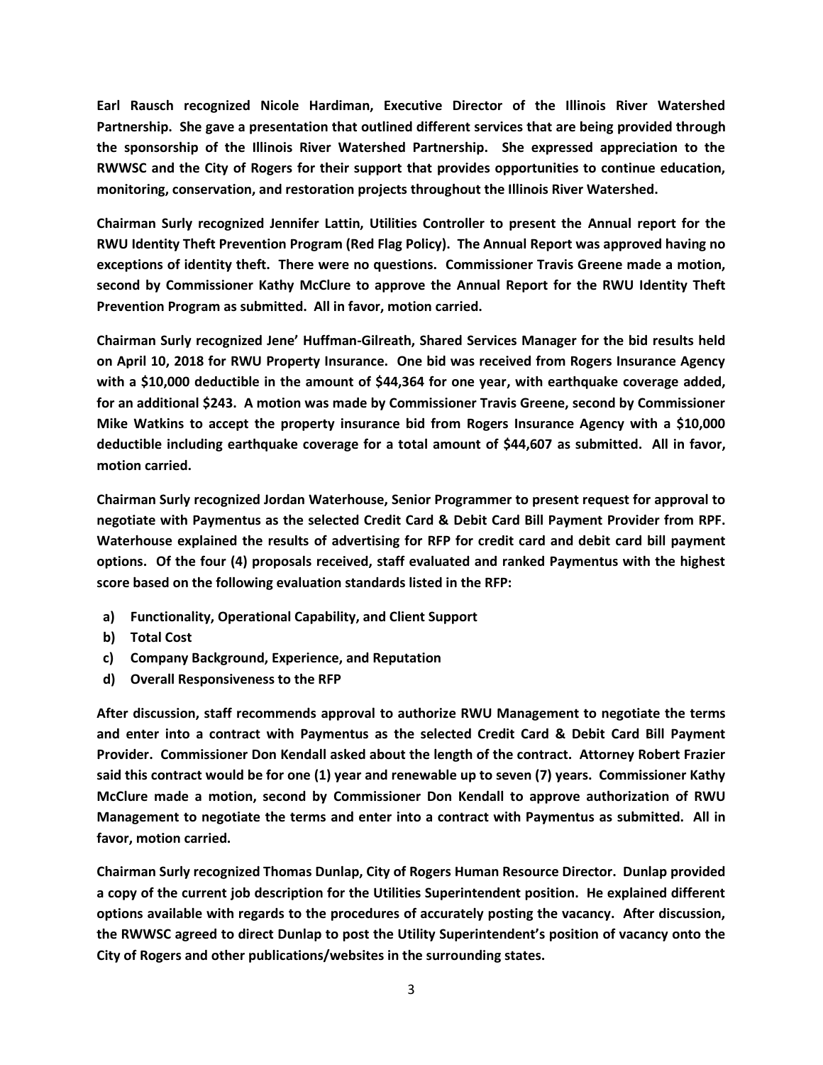**Earl Rausch recognized Nicole Hardiman, Executive Director of the Illinois River Watershed Partnership. She gave a presentation that outlined different services that are being provided through the sponsorship of the Illinois River Watershed Partnership. She expressed appreciation to the RWWSC and the City of Rogers for their support that provides opportunities to continue education, monitoring, conservation, and restoration projects throughout the Illinois River Watershed.**

**Chairman Surly recognized Jennifer Lattin, Utilities Controller to present the Annual report for the RWU Identity Theft Prevention Program (Red Flag Policy). The Annual Report was approved having no exceptions of identity theft. There were no questions. Commissioner Travis Greene made a motion, second by Commissioner Kathy McClure to approve the Annual Report for the RWU Identity Theft Prevention Program as submitted. All in favor, motion carried.**

**Chairman Surly recognized Jene' Huffman-Gilreath, Shared Services Manager for the bid results held on April 10, 2018 for RWU Property Insurance. One bid was received from Rogers Insurance Agency with a $10,000 deductible in the amount of $44,364 for one year, with earthquake coverage added, for an additional $243. A motion was made by Commissioner Travis Greene, second by Commissioner Mike Watkins to accept the property insurance bid from Rogers Insurance Agency with a $10,000 deductible including earthquake coverage for a total amount of $44,607 as submitted. All in favor, motion carried.**

**Chairman Surly recognized Jordan Waterhouse, Senior Programmer to present request for approval to negotiate with Paymentus as the selected Credit Card & Debit Card Bill Payment Provider from RPF. Waterhouse explained the results of advertising for RFP for credit card and debit card bill payment options. Of the four (4) proposals received, staff evaluated and ranked Paymentus with the highest score based on the following evaluation standards listed in the RFP:**

- **a) Functionality, Operational Capability, and Client Support**
- **b) Total Cost**
- **c) Company Background, Experience, and Reputation**
- **d) Overall Responsiveness to the RFP**

**After discussion, staff recommends approval to authorize RWU Management to negotiate the terms and enter into a contract with Paymentus as the selected Credit Card & Debit Card Bill Payment Provider. Commissioner Don Kendall asked about the length of the contract. Attorney Robert Frazier said this contract would be for one (1) year and renewable up to seven (7) years. Commissioner Kathy McClure made a motion, second by Commissioner Don Kendall to approve authorization of RWU Management to negotiate the terms and enter into a contract with Paymentus as submitted. All in favor, motion carried.**

**Chairman Surly recognized Thomas Dunlap, City of Rogers Human Resource Director. Dunlap provided a copy of the current job description for the Utilities Superintendent position. He explained different options available with regards to the procedures of accurately posting the vacancy. After discussion, the RWWSC agreed to direct Dunlap to post the Utility Superintendent's position of vacancy onto the City of Rogers and other publications/websites in the surrounding states.**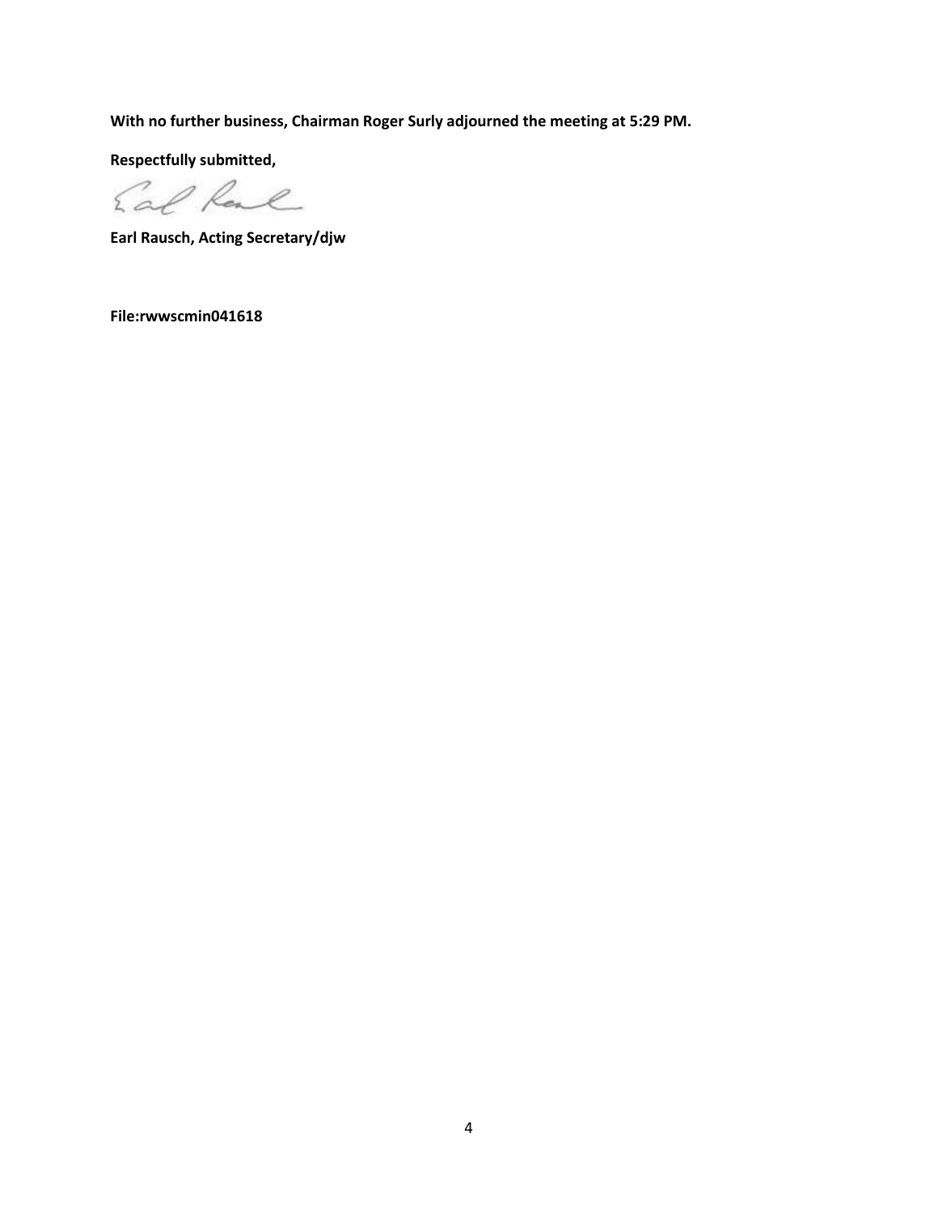**With no further business, Chairman Roger Surly adjourned the meeting at 5:29 PM.**

**Respectfully submitted,**

**Earl Rausch, Acting Secretary/djw**

**File:rwwscmin041618**